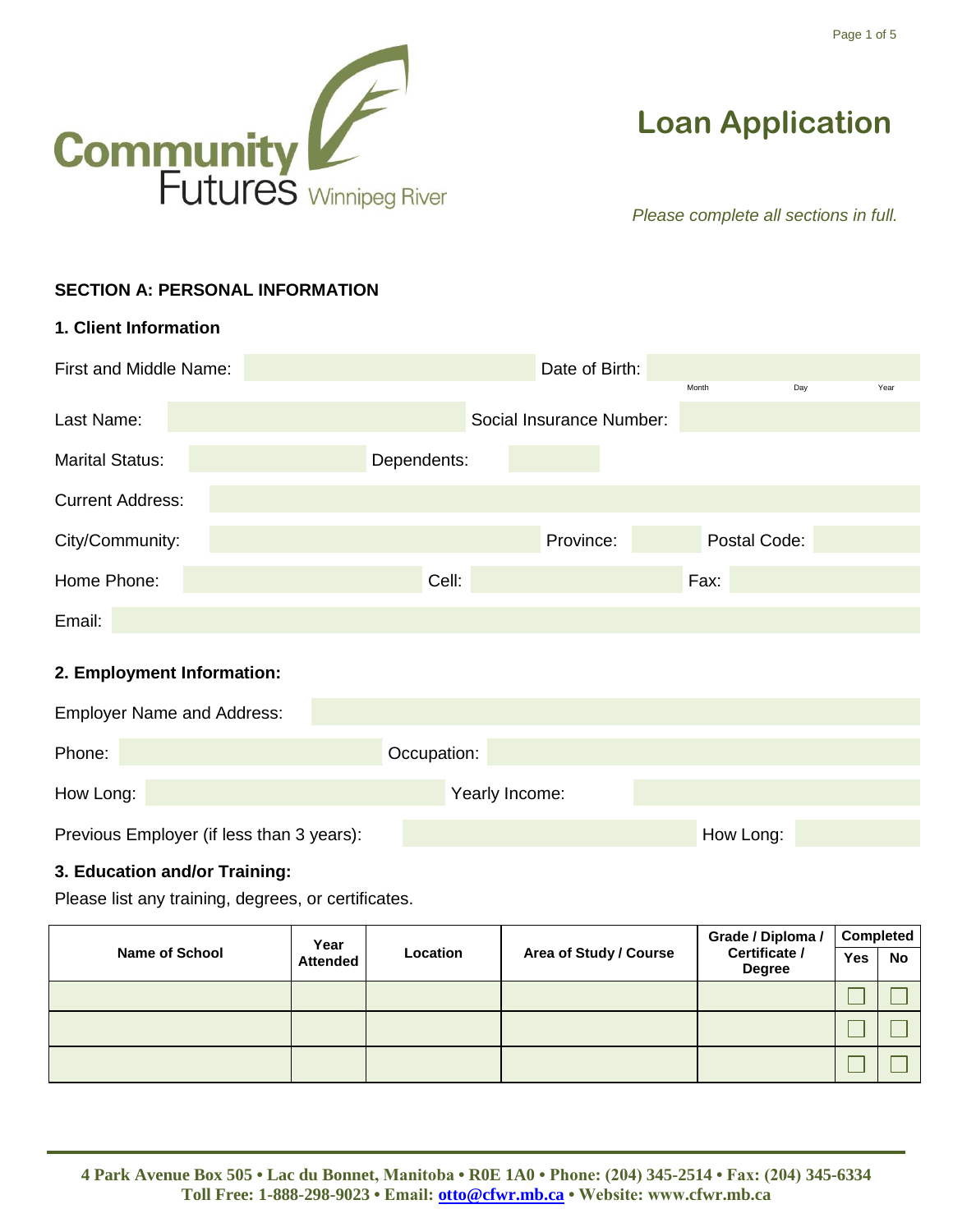Community Futures Winnipeg River

# Loan Application

*Please complete all sections in full.*

## SECTION A: PERSONAL INFORMATION

### 1. Client Information

First and Middle Name: ______ Date of Birth: ______ (Month / Day / Year)

Last Name: ______ Social Insurance Number: ______

Marital Status: ______ Dependents: ______

Current Address: ______

City/Community: ______ Province: ______ Postal Code: ______

Home Phone: ______ Cell: ______ Fax: ______

Email: ______

### 2. Employment Information:

Employer Name and Address: ______

Phone: ______ Occupation: ______

How Long: ______ Yearly Income: ______

Previous Employer (if less than 3 years): ______ How Long: ______

### 3. Education and/or Training:

Please list any training, degrees, or certificates.

| Name of School | Year Attended | Location | Area of Study / Course | Grade / Diploma / Certificate / Degree | Completed | |
|---|---|---|---|---|---|---|
| | | | | | Yes | No |
| | | | | | ☐ | ☐ |
| | | | | | ☐ | ☐ |
| | | | | | ☐ | ☐ |

**4 Park Avenue Box 505 • Lac du Bonnet, Manitoba • R0E 1A0 • Phone: (204) 345-2514 • Fax: (204) 345-6334**
**Toll Free: 1-888-298-9023 • Email: otto@cfwr.mb.ca • Website: www.cfwr.mb.ca**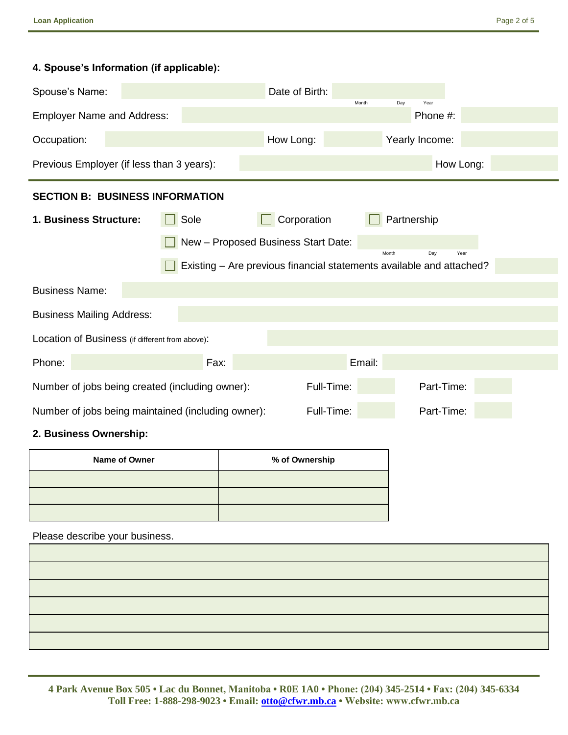### 4. Spouse's Information (if applicable):

Spouse's Name: ____________ Date of Birth: ____________ (Month / Day / Year)

Employer Name and Address: ____________ Phone #: ____________

Occupation: ____________ How Long: ____________ Yearly Income: ____________

Previous Employer (if less than 3 years): ____________ How Long: ____________

## SECTION B: BUSINESS INFORMATION

**1. Business Structure:** ☐ Sole ☐ Corporation ☐ Partnership

☐ New – Proposed Business Start Date: ____________ (Month / Day / Year)

☐ Existing – Are previous financial statements available and attached? ____________

Business Name: ____________

Business Mailing Address: ____________

Location of Business (if different from above): ____________

Phone: ____________ Fax: ____________ Email: ____________

Number of jobs being created (including owner): Full-Time: ______ Part-Time: ______

Number of jobs being maintained (including owner): Full-Time: ______ Part-Time: ______

**2. Business Ownership:**

| Name of Owner | % of Ownership |
|---|---|
| | |
| | |
| | |

Please describe your business.

| |
|---|
| |
| |
| |
| |
| |
| |

**4 Park Avenue Box 505 • Lac du Bonnet, Manitoba • R0E 1A0 • Phone: (204) 345-2514 • Fax: (204) 345-6334**
**Toll Free: 1-888-298-9023 • Email: otto@cfwr.mb.ca • Website: www.cfwr.mb.ca**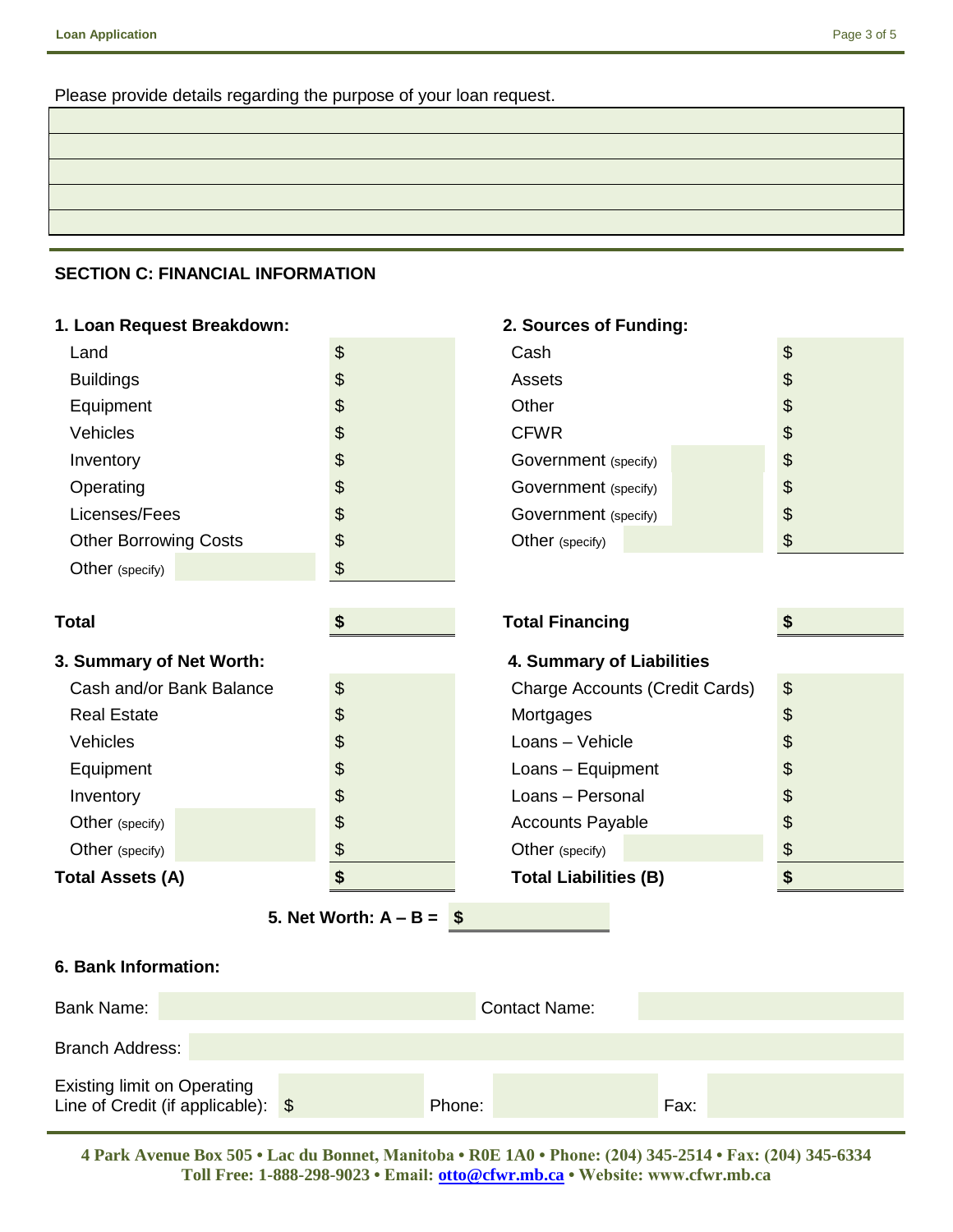Please provide details regarding the purpose of your loan request.

| |
|---|
| |
| |
| |
| |
| |

## SECTION C: FINANCIAL INFORMATION

**1. Loan Request Breakdown:**

| Item | Amount |
|---|---|
| Land | $ |
| Buildings | $ |
| Equipment | $ |
| Vehicles | $ |
| Inventory | $ |
| Operating | $ |
| Licenses/Fees | $ |
| Other Borrowing Costs | $ |
| Other (specify) | $ |
| **Total** | **$** |

**2. Sources of Funding:**

| Source | Amount |
|---|---|
| Cash | $ |
| Assets | $ |
| Other | $ |
| CFWR | $ |
| Government (specify) | $ |
| Government (specify) | $ |
| Government (specify) | $ |
| Other (specify) | $ |
| **Total Financing** | **$** |

**3. Summary of Net Worth:**

| Item | Amount |
|---|---|
| Cash and/or Bank Balance | $ |
| Real Estate | $ |
| Vehicles | $ |
| Equipment | $ |
| Inventory | $ |
| Other (specify) | $ |
| Other (specify) | $ |
| **Total Assets (A)** | **$** |

**4. Summary of Liabilities**

| Item | Amount |
|---|---|
| Charge Accounts (Credit Cards) | $ |
| Mortgages | $ |
| Loans – Vehicle | $ |
| Loans – Equipment | $ |
| Loans – Personal | $ |
| Accounts Payable | $ |
| Other (specify) | $ |
| **Total Liabilities (B)** | **$** |

**5. Net Worth: A – B = $**

**6. Bank Information:**

Bank Name: Contact Name:

Branch Address:

Existing limit on Operating Line of Credit (if applicable): $ Phone: Fax:

**4 Park Avenue Box 505 • Lac du Bonnet, Manitoba • R0E 1A0 • Phone: (204) 345-2514 • Fax: (204) 345-6334**
**Toll Free: 1-888-298-9023 • Email: otto@cfwr.mb.ca • Website: www.cfwr.mb.ca**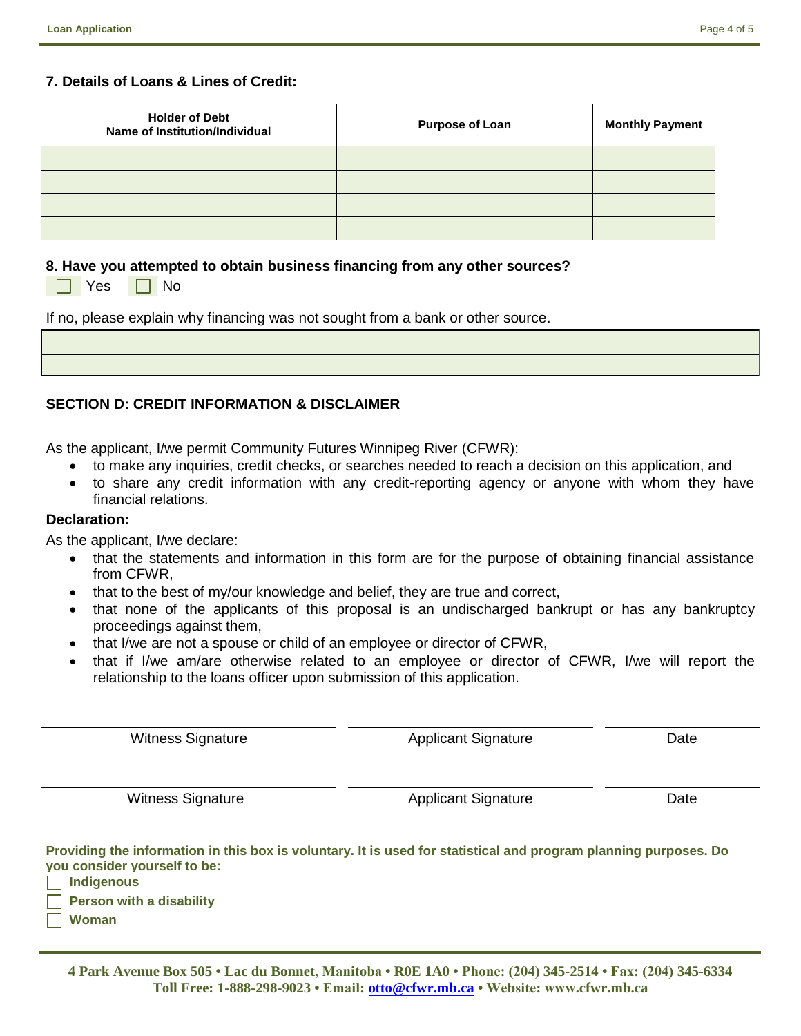### 7. Details of Loans & Lines of Credit:

| Holder of Debt<br>Name of Institution/Individual | Purpose of Loan | Monthly Payment |
|---|---|---|
| | | |
| | | |
| | | |
| | | |

### 8. Have you attempted to obtain business financing from any other sources?

☐ Yes ☐ No

If no, please explain why financing was not sought from a bank or other source.

| |
|---|
| |
| |

## SECTION D: CREDIT INFORMATION & DISCLAIMER

As the applicant, I/we permit Community Futures Winnipeg River (CFWR):

- to make any inquiries, credit checks, or searches needed to reach a decision on this application, and
- to share any credit information with any credit-reporting agency or anyone with whom they have financial relations.

**Declaration:**

As the applicant, I/we declare:

- that the statements and information in this form are for the purpose of obtaining financial assistance from CFWR,
- that to the best of my/our knowledge and belief, they are true and correct,
- that none of the applicants of this proposal is an undischarged bankrupt or has any bankruptcy proceedings against them,
- that I/we are not a spouse or child of an employee or director of CFWR,
- that if I/we am/are otherwise related to an employee or director of CFWR, I/we will report the relationship to the loans officer upon submission of this application.

| Witness Signature | Applicant Signature | Date |
|---|---|---|
| | | |
| Witness Signature | Applicant Signature | Date |

**Providing the information in this box is voluntary. It is used for statistical and program planning purposes. Do you consider yourself to be:**

☐ **Indigenous**

☐ **Person with a disability**

☐ **Woman**

**4 Park Avenue Box 505 • Lac du Bonnet, Manitoba • R0E 1A0 • Phone: (204) 345-2514 • Fax: (204) 345-6334**
**Toll Free: 1-888-298-9023 • Email: otto@cfwr.mb.ca • Website: www.cfwr.mb.ca**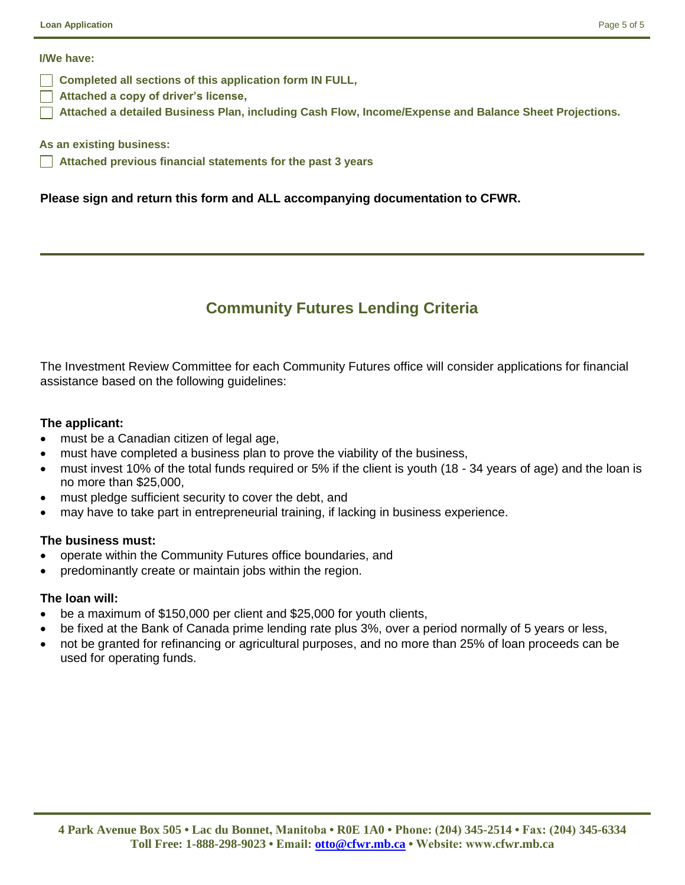**I/We have:**

- [ ] **Completed all sections of this application form IN FULL,**
- [ ] **Attached a copy of driver's license,**
- [ ] **Attached a detailed Business Plan, including Cash Flow, Income/Expense and Balance Sheet Projections.**

**As an existing business:**

- [ ] **Attached previous financial statements for the past 3 years**

**Please sign and return this form and ALL accompanying documentation to CFWR.**

---

## Community Futures Lending Criteria

The Investment Review Committee for each Community Futures office will consider applications for financial assistance based on the following guidelines:

**The applicant:**

- must be a Canadian citizen of legal age,
- must have completed a business plan to prove the viability of the business,
- must invest 10% of the total funds required or 5% if the client is youth (18 - 34 years of age) and the loan is no more than $25,000,
- must pledge sufficient security to cover the debt, and
- may have to take part in entrepreneurial training, if lacking in business experience.

**The business must:**

- operate within the Community Futures office boundaries, and
- predominantly create or maintain jobs within the region.

**The loan will:**

- be a maximum of $150,000 per client and $25,000 for youth clients,
- be fixed at the Bank of Canada prime lending rate plus 3%, over a period normally of 5 years or less,
- not be granted for refinancing or agricultural purposes, and no more than 25% of loan proceeds can be used for operating funds.

**4 Park Avenue Box 505 • Lac du Bonnet, Manitoba • R0E 1A0 • Phone: (204) 345-2514 • Fax: (204) 345-6334**
**Toll Free: 1-888-298-9023 • Email: otto@cfwr.mb.ca • Website: www.cfwr.mb.ca**